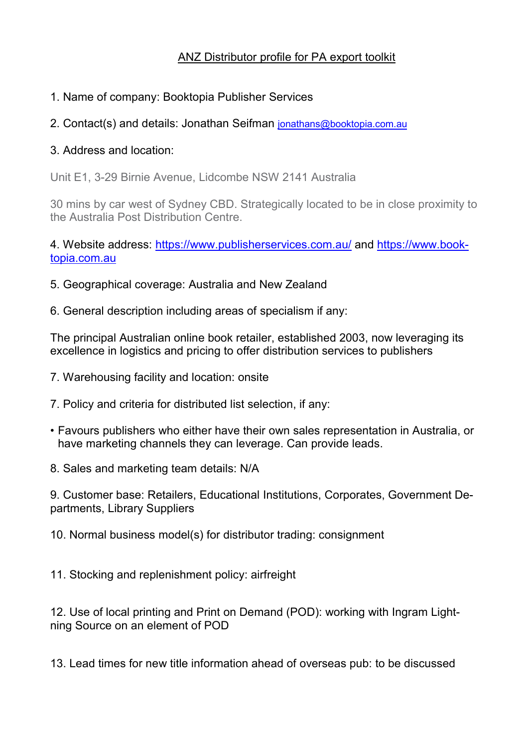# ANZ Distributor profile for PA export toolkit

1. Name of company: Booktopia Publisher Services

2. Contact(s) and details: Jonathan Seifman jonathans@booktopia.com.au

3. Address and location:

Unit E1, 3-29 Birnie Avenue, Lidcombe NSW 2141 Australia

30 mins by car west of Sydney CBD. Strategically located to be in close proximity to the Australia Post Distribution Centre.

4. Website address: https://www.publisherservices.com.au/ and https://www.booktopia.com.au

5. Geographical coverage: Australia and New Zealand

6. General description including areas of specialism if any:

The principal Australian online book retailer, established 2003, now leveraging its excellence in logistics and pricing to offer distribution services to publishers

7. Warehousing facility and location: onsite

7. Policy and criteria for distributed list selection, if any:

- Favours publishers who either have their own sales representation in Australia, or have marketing channels they can leverage. Can provide leads.

8. Sales and marketing team details: N/A

9. Customer base: Retailers, Educational Institutions, Corporates, Government Departments, Library Suppliers

10. Normal business model(s) for distributor trading: consignment

11. Stocking and replenishment policy: airfreight

12. Use of local printing and Print on Demand (POD): working with Ingram Lightning Source on an element of POD

13. Lead times for new title information ahead of overseas pub: to be discussed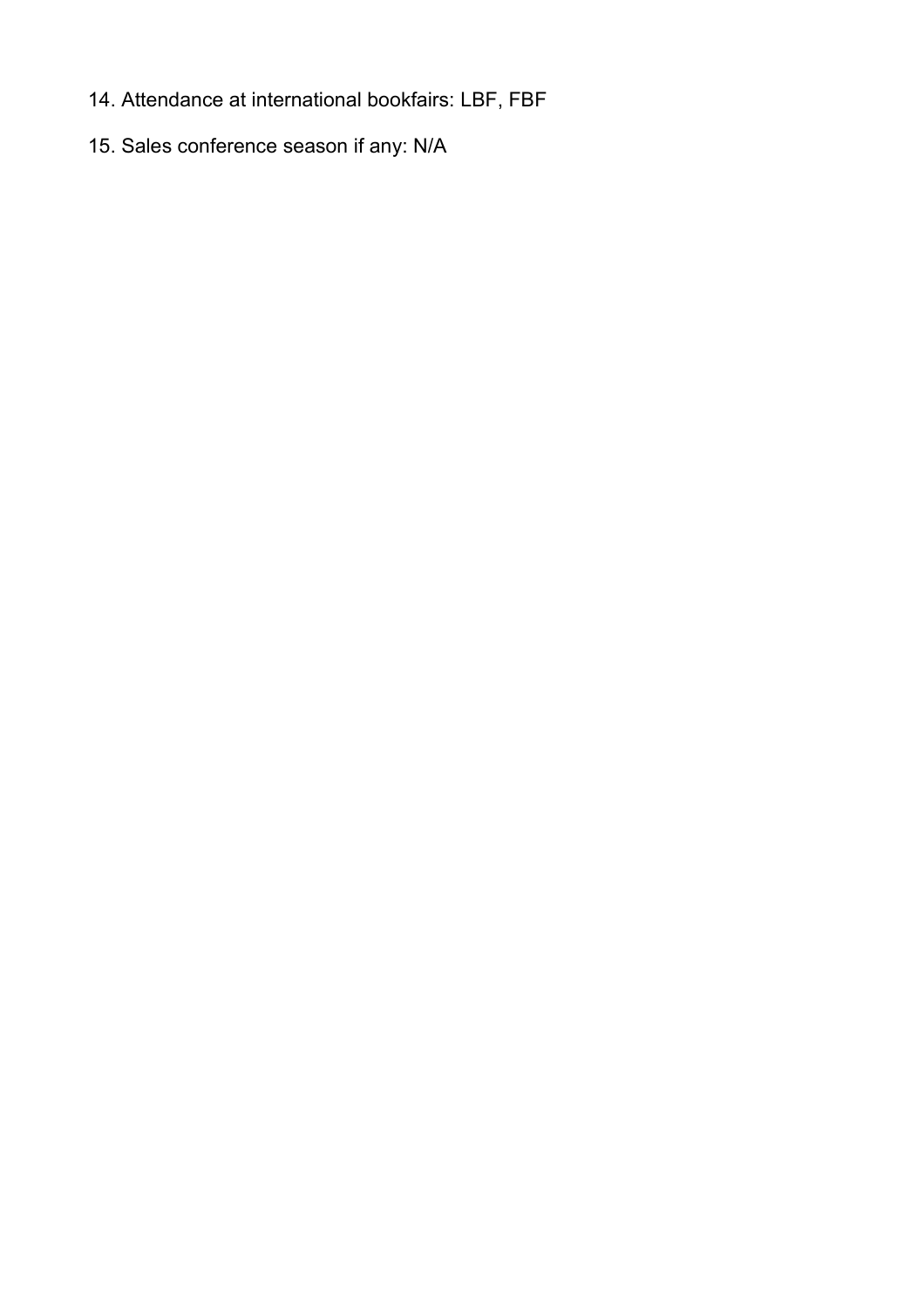14. Attendance at international bookfairs: LBF, FBF

15. Sales conference season if any: N/A